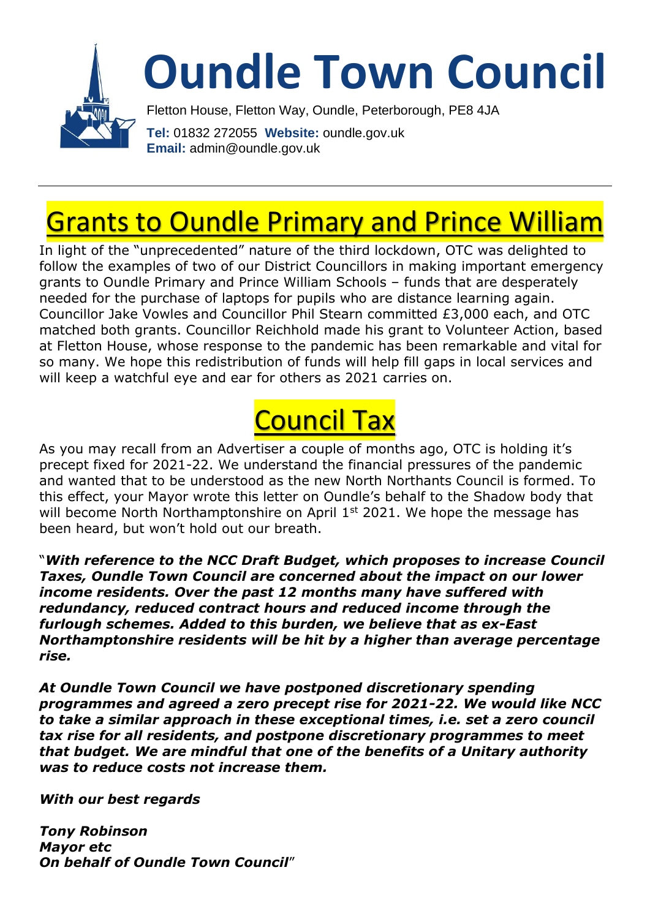# Oundle Town Council

Fletton House, Fletton Way, Oundle, Peterborough, PE8 4JA

**Tel:** 01832 272055 **Website:** oundle.gov.uk
**Email:** admin@oundle.gov.uk

---

## Grants to Oundle Primary and Prince William

In light of the "unprecedented" nature of the third lockdown, OTC was delighted to follow the examples of two of our District Councillors in making important emergency grants to Oundle Primary and Prince William Schools – funds that are desperately needed for the purchase of laptops for pupils who are distance learning again. Councillor Jake Vowles and Councillor Phil Stearn committed £3,000 each, and OTC matched both grants. Councillor Reichhold made his grant to Volunteer Action, based at Fletton House, whose response to the pandemic has been remarkable and vital for so many. We hope this redistribution of funds will help fill gaps in local services and will keep a watchful eye and ear for others as 2021 carries on.

## Council Tax

As you may recall from an Advertiser a couple of months ago, OTC is holding it's precept fixed for 2021-22. We understand the financial pressures of the pandemic and wanted that to be understood as the new North Northants Council is formed. To this effect, your Mayor wrote this letter on Oundle's behalf to the Shadow body that will become North Northamptonshire on April 1st 2021. We hope the message has been heard, but won't hold out our breath.

"***With reference to the NCC Draft Budget, which proposes to increase Council Taxes, Oundle Town Council are concerned about the impact on our lower income residents. Over the past 12 months many have suffered with redundancy, reduced contract hours and reduced income through the furlough schemes. Added to this burden, we believe that as ex-East Northamptonshire residents will be hit by a higher than average percentage rise.***

***At Oundle Town Council we have postponed discretionary spending programmes and agreed a zero precept rise for 2021-22. We would like NCC to take a similar approach in these exceptional times, i.e. set a zero council tax rise for all residents, and postpone discretionary programmes to meet that budget. We are mindful that one of the benefits of a Unitary authority was to reduce costs not increase them.***

***With our best regards***

***Tony Robinson***
***Mayor etc***
***On behalf of Oundle Town Council***"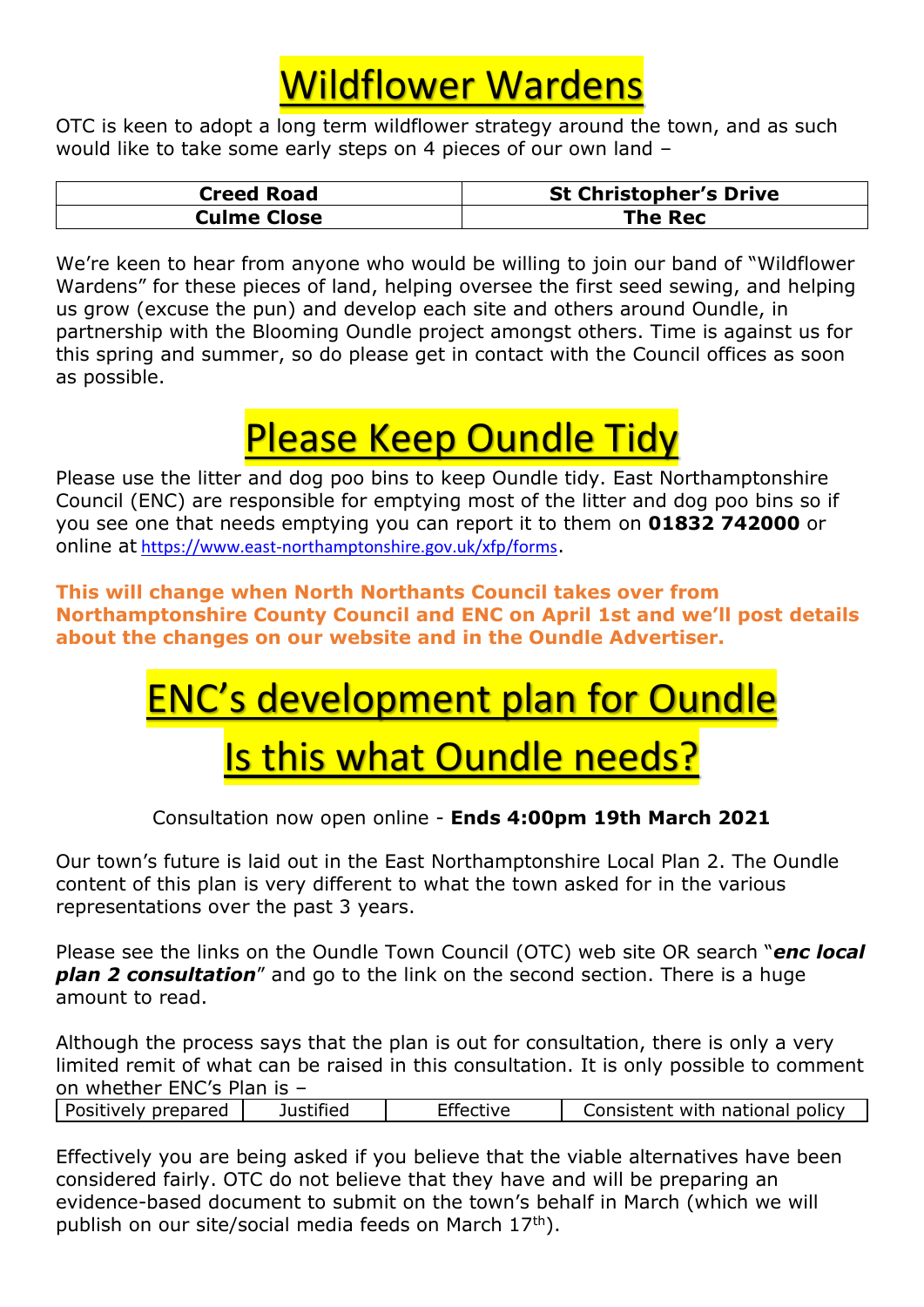# Wildflower Wardens

OTC is keen to adopt a long term wildflower strategy around the town, and as such would like to take some early steps on 4 pieces of our own land –

| **Creed Road** | **St Christopher's Drive** |
|---|---|
| **Culme Close** | **The Rec** |

We're keen to hear from anyone who would be willing to join our band of "Wildflower Wardens" for these pieces of land, helping oversee the first seed sewing, and helping us grow (excuse the pun) and develop each site and others around Oundle, in partnership with the Blooming Oundle project amongst others. Time is against us for this spring and summer, so do please get in contact with the Council offices as soon as possible.

# Please Keep Oundle Tidy

Please use the litter and dog poo bins to keep Oundle tidy. East Northamptonshire Council (ENC) are responsible for emptying most of the litter and dog poo bins so if you see one that needs emptying you can report it to them on **01832 742000** or online at https://www.east-northamptonshire.gov.uk/xfp/forms.

**This will change when North Northants Council takes over from Northamptonshire County Council and ENC on April 1st and we'll post details about the changes on our website and in the Oundle Advertiser.**

# ENC's development plan for Oundle

# Is this what Oundle needs?

Consultation now open online - **Ends 4:00pm 19th March 2021**

Our town's future is laid out in the East Northamptonshire Local Plan 2. The Oundle content of this plan is very different to what the town asked for in the various representations over the past 3 years.

Please see the links on the Oundle Town Council (OTC) web site OR search "***enc local plan 2 consultation***" and go to the link on the second section. There is a huge amount to read.

Although the process says that the plan is out for consultation, there is only a very limited remit of what can be raised in this consultation. It is only possible to comment on whether ENC's Plan is –

| Positively prepared | Justified | Effective | Consistent with national policy |
|---|---|---|---|

Effectively you are being asked if you believe that the viable alternatives have been considered fairly. OTC do not believe that they have and will be preparing an evidence-based document to submit on the town's behalf in March (which we will publish on our site/social media feeds on March 17th).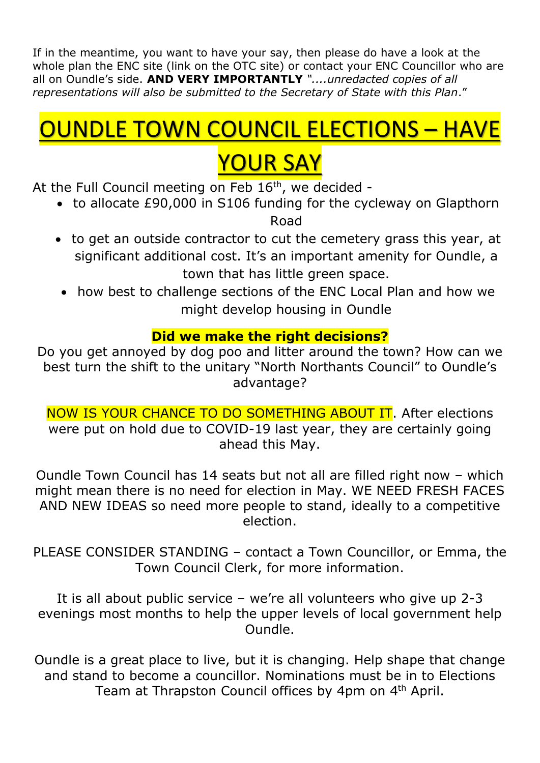If in the meantime, you want to have your say, then please do have a look at the whole plan the ENC site (link on the OTC site) or contact your ENC Councillor who are all on Oundle's side. **AND VERY IMPORTANTLY** *"....unredacted copies of all representations will also be submitted to the Secretary of State with this Plan*."

# OUNDLE TOWN COUNCIL ELECTIONS – HAVE YOUR SAY

At the Full Council meeting on Feb 16th, we decided -

- to allocate £90,000 in S106 funding for the cycleway on Glapthorn Road
- to get an outside contractor to cut the cemetery grass this year, at significant additional cost. It's an important amenity for Oundle, a town that has little green space.
- how best to challenge sections of the ENC Local Plan and how we might develop housing in Oundle

**Did we make the right decisions?**

Do you get annoyed by dog poo and litter around the town? How can we best turn the shift to the unitary "North Northants Council" to Oundle's advantage?

NOW IS YOUR CHANCE TO DO SOMETHING ABOUT IT. After elections were put on hold due to COVID-19 last year, they are certainly going ahead this May.

Oundle Town Council has 14 seats but not all are filled right now – which might mean there is no need for election in May. WE NEED FRESH FACES AND NEW IDEAS so need more people to stand, ideally to a competitive election.

PLEASE CONSIDER STANDING – contact a Town Councillor, or Emma, the Town Council Clerk, for more information.

It is all about public service – we're all volunteers who give up 2-3 evenings most months to help the upper levels of local government help Oundle.

Oundle is a great place to live, but it is changing. Help shape that change and stand to become a councillor. Nominations must be in to Elections Team at Thrapston Council offices by 4pm on 4th April.